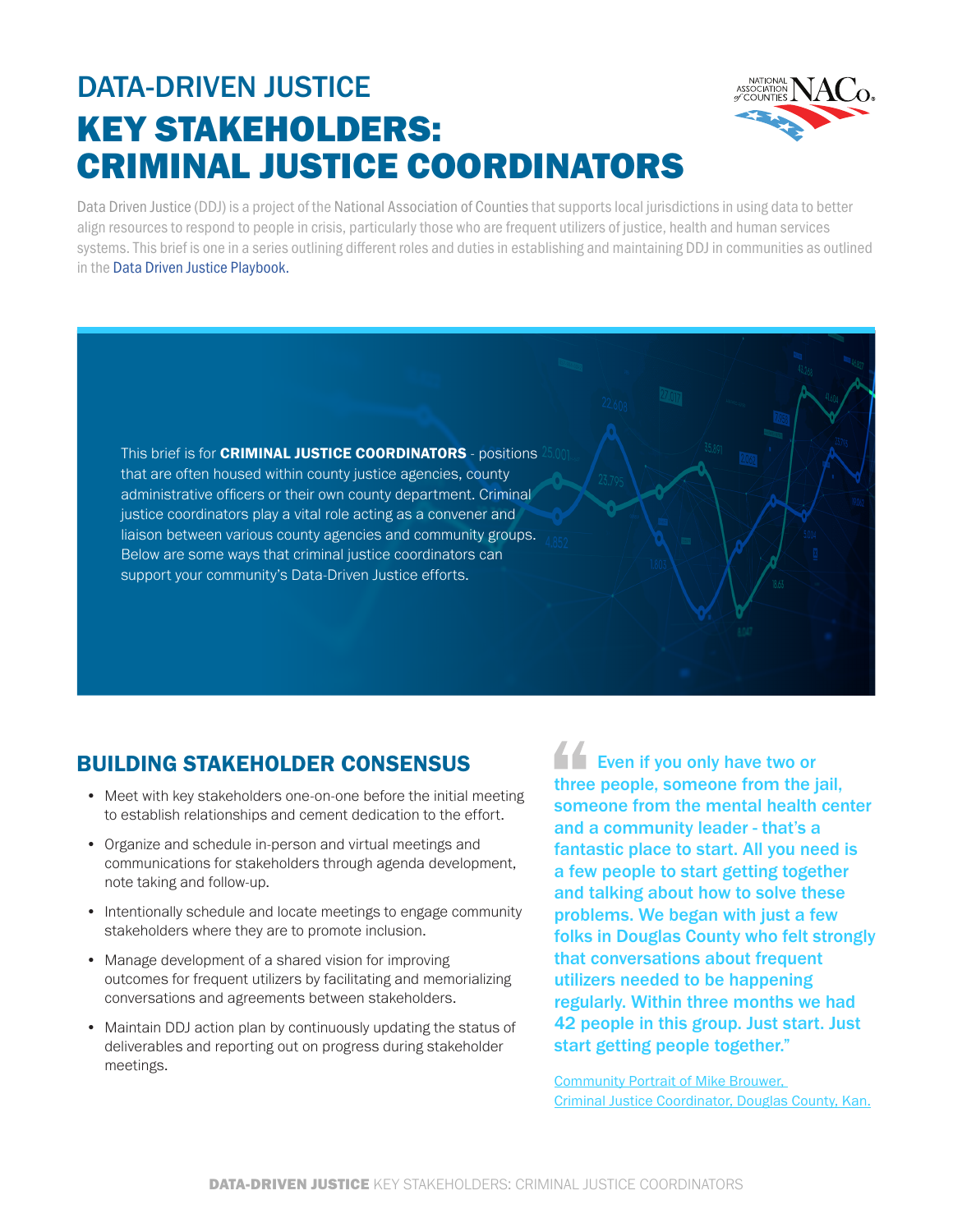# DATA-DRIVEN JUSTICE

# KEY STAKEHOLDERS: CRIMINAL JUSTICE COORDINATORS

Data Driven Justice (DDJ) is a project of the National Association of Counties that supports local jurisdictions in using data to better align resources to respond to people in crisis, particularly those who are frequent utilizers of justice, health and human services systems. This brief is one in a series outlining different roles and duties in establishing and maintaining DDJ in communities as outlined in the Data Driven Justice Playbook.

This brief is for **CRIMINAL JUSTICE COORDINATORS** - positions that are often housed within county justice agencies, county administrative officers or their own county department. Criminal justice coordinators play a vital role acting as a convener and liaison between various county agencies and community groups. Below are some ways that criminal justice coordinators can support your community's Data-Driven Justice efforts.

## BUILDING STAKEHOLDER CONSENSUS

- Meet with key stakeholders one-on-one before the initial meeting to establish relationships and cement dedication to the effort.
- Organize and schedule in-person and virtual meetings and communications for stakeholders through agenda development, note taking and follow-up.
- Intentionally schedule and locate meetings to engage community stakeholders where they are to promote inclusion.
- Manage development of a shared vision for improving outcomes for frequent utilizers by facilitating and memorializing conversations and agreements between stakeholders.
- Maintain DDJ action plan by continuously updating the status of deliverables and reporting out on progress during stakeholder meetings.

> "Even if you only have two or three people, someone from the jail, someone from the mental health center and a community leader - that's a fantastic place to start. All you need is a few people to start getting together and talking about how to solve these problems. We began with just a few folks in Douglas County who felt strongly that conversations about frequent utilizers needed to be happening regularly. Within three months we had 42 people in this group. Just start. Just start getting people together."
>
> Community Portrait of Mike Brouwer, Criminal Justice Coordinator, Douglas County, Kan.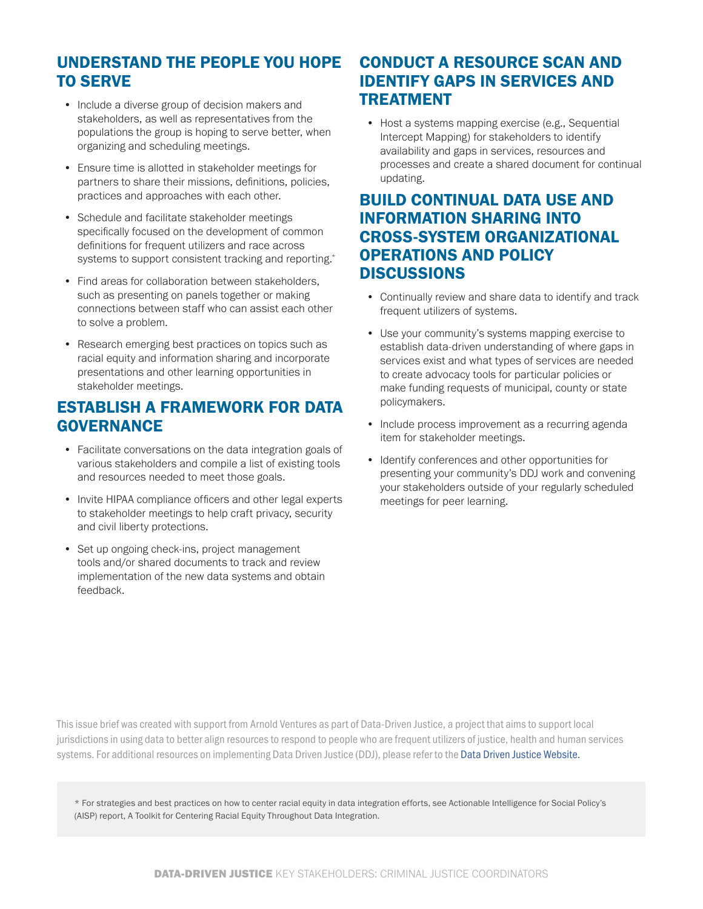## UNDERSTAND THE PEOPLE YOU HOPE TO SERVE

- Include a diverse group of decision makers and stakeholders, as well as representatives from the populations the group is hoping to serve better, when organizing and scheduling meetings.
- Ensure time is allotted in stakeholder meetings for partners to share their missions, definitions, policies, practices and approaches with each other.
- Schedule and facilitate stakeholder meetings specifically focused on the development of common definitions for frequent utilizers and race across systems to support consistent tracking and reporting.*
- Find areas for collaboration between stakeholders, such as presenting on panels together or making connections between staff who can assist each other to solve a problem.
- Research emerging best practices on topics such as racial equity and information sharing and incorporate presentations and other learning opportunities in stakeholder meetings.

## ESTABLISH A FRAMEWORK FOR DATA GOVERNANCE

- Facilitate conversations on the data integration goals of various stakeholders and compile a list of existing tools and resources needed to meet those goals.
- Invite HIPAA compliance officers and other legal experts to stakeholder meetings to help craft privacy, security and civil liberty protections.
- Set up ongoing check-ins, project management tools and/or shared documents to track and review implementation of the new data systems and obtain feedback.

## CONDUCT A RESOURCE SCAN AND IDENTIFY GAPS IN SERVICES AND TREATMENT

- Host a systems mapping exercise (e.g., Sequential Intercept Mapping) for stakeholders to identify availability and gaps in services, resources and processes and create a shared document for continual updating.

## BUILD CONTINUAL DATA USE AND INFORMATION SHARING INTO CROSS-SYSTEM ORGANIZATIONAL OPERATIONS AND POLICY DISCUSSIONS

- Continually review and share data to identify and track frequent utilizers of systems.
- Use your community's systems mapping exercise to establish data-driven understanding of where gaps in services exist and what types of services are needed to create advocacy tools for particular policies or make funding requests of municipal, county or state policymakers.
- Include process improvement as a recurring agenda item for stakeholder meetings.
- Identify conferences and other opportunities for presenting your community's DDJ work and convening your stakeholders outside of your regularly scheduled meetings for peer learning.

This issue brief was created with support from Arnold Ventures as part of Data-Driven Justice, a project that aims to support local jurisdictions in using data to better align resources to respond to people who are frequent utilizers of justice, health and human services systems. For additional resources on implementing Data Driven Justice (DDJ), please refer to the Data Driven Justice Website.

* For strategies and best practices on how to center racial equity in data integration efforts, see Actionable Intelligence for Social Policy's (AISP) report, A Toolkit for Centering Racial Equity Throughout Data Integration.